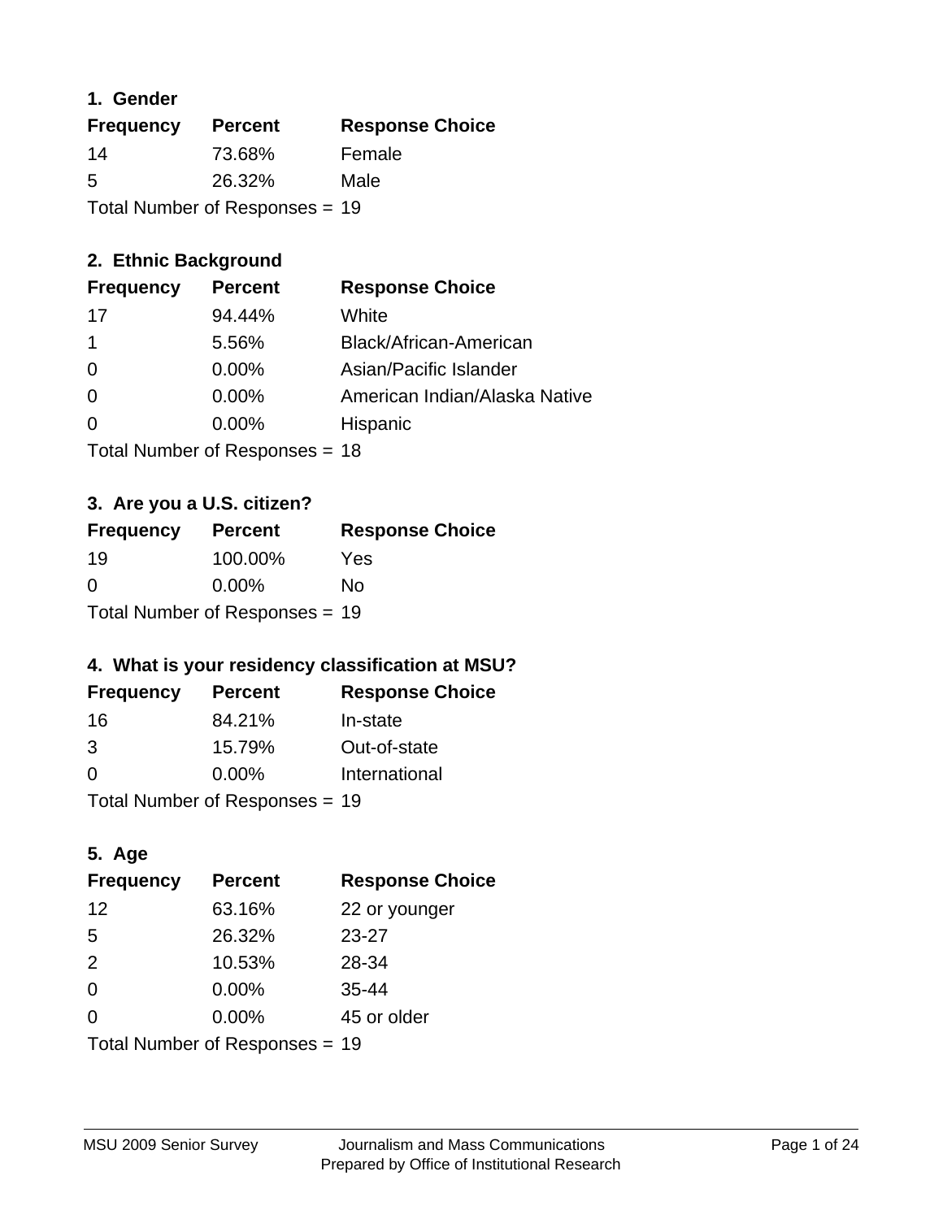### 1. Gender

| Frequency | Percent | Response Choice |
|---|---|---|
| 14 | 73.68% | Female |
| 5 | 26.32% | Male |

Total Number of Responses = 19

### 2. Ethnic Background

| Frequency | Percent | Response Choice |
|---|---|---|
| 17 | 94.44% | White |
| 1 | 5.56% | Black/African-American |
| 0 | 0.00% | Asian/Pacific Islander |
| 0 | 0.00% | American Indian/Alaska Native |
| 0 | 0.00% | Hispanic |

Total Number of Responses = 18

### 3. Are you a U.S. citizen?

| Frequency | Percent | Response Choice |
|---|---|---|
| 19 | 100.00% | Yes |
| 0 | 0.00% | No |

Total Number of Responses = 19

### 4. What is your residency classification at MSU?

| Frequency | Percent | Response Choice |
|---|---|---|
| 16 | 84.21% | In-state |
| 3 | 15.79% | Out-of-state |
| 0 | 0.00% | International |

Total Number of Responses = 19

### 5. Age

| Frequency | Percent | Response Choice |
|---|---|---|
| 12 | 63.16% | 22 or younger |
| 5 | 26.32% | 23-27 |
| 2 | 10.53% | 28-34 |
| 0 | 0.00% | 35-44 |
| 0 | 0.00% | 45 or older |

Total Number of Responses = 19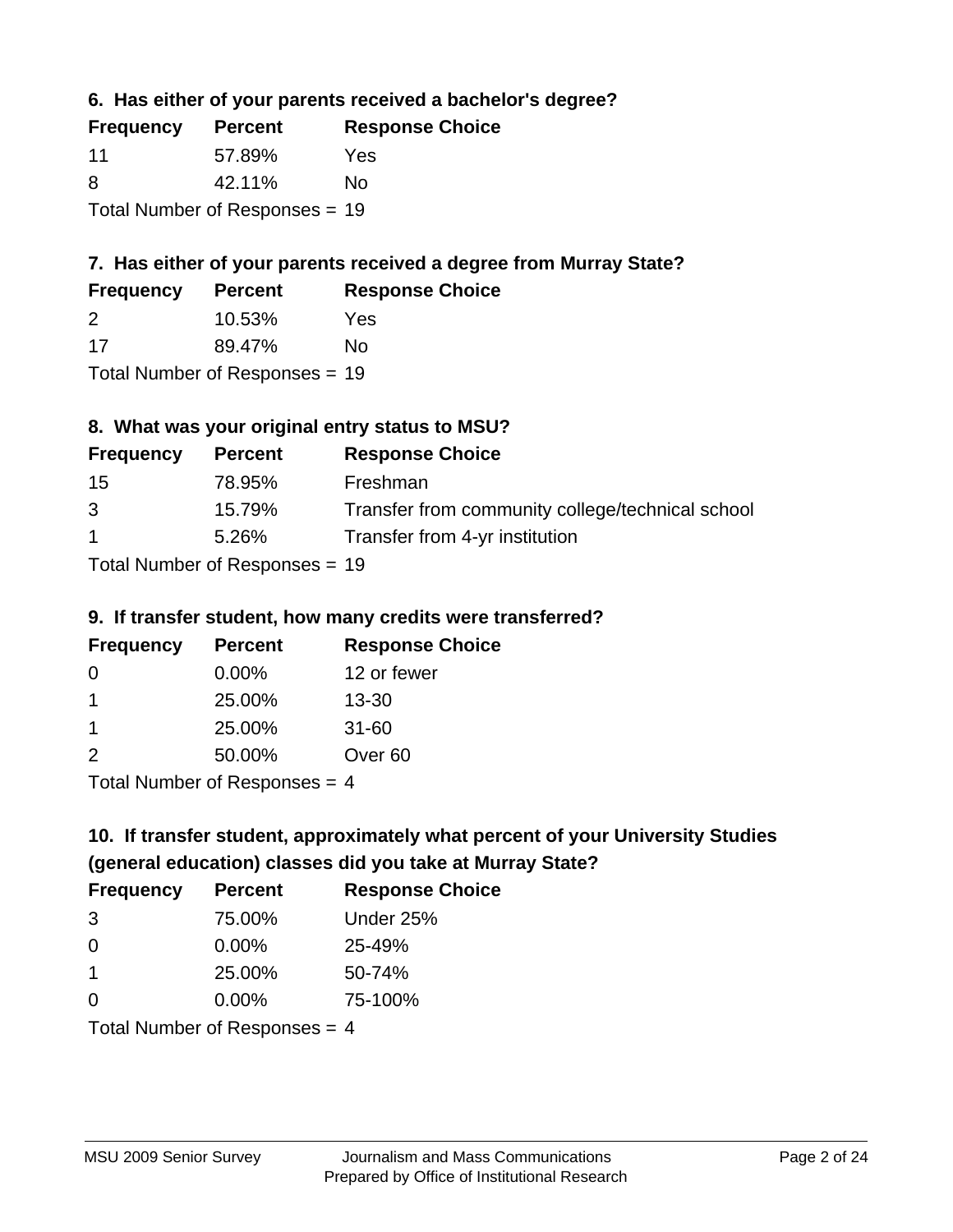### 6. Has either of your parents received a bachelor's degree?

| Frequency | Percent | Response Choice |
|---|---|---|
| 11 | 57.89% | Yes |
| 8 | 42.11% | No |

Total Number of Responses = 19

### 7. Has either of your parents received a degree from Murray State?

| Frequency | Percent | Response Choice |
|---|---|---|
| 2 | 10.53% | Yes |
| 17 | 89.47% | No |

Total Number of Responses = 19

### 8. What was your original entry status to MSU?

| Frequency | Percent | Response Choice |
|---|---|---|
| 15 | 78.95% | Freshman |
| 3 | 15.79% | Transfer from community college/technical school |
| 1 | 5.26% | Transfer from 4-yr institution |

Total Number of Responses = 19

### 9. If transfer student, how many credits were transferred?

| Frequency | Percent | Response Choice |
|---|---|---|
| 0 | 0.00% | 12 or fewer |
| 1 | 25.00% | 13-30 |
| 1 | 25.00% | 31-60 |
| 2 | 50.00% | Over 60 |

Total Number of Responses = 4

### 10. If transfer student, approximately what percent of your University Studies (general education) classes did you take at Murray State?

| Frequency | Percent | Response Choice |
|---|---|---|
| 3 | 75.00% | Under 25% |
| 0 | 0.00% | 25-49% |
| 1 | 25.00% | 50-74% |
| 0 | 0.00% | 75-100% |

Total Number of Responses = 4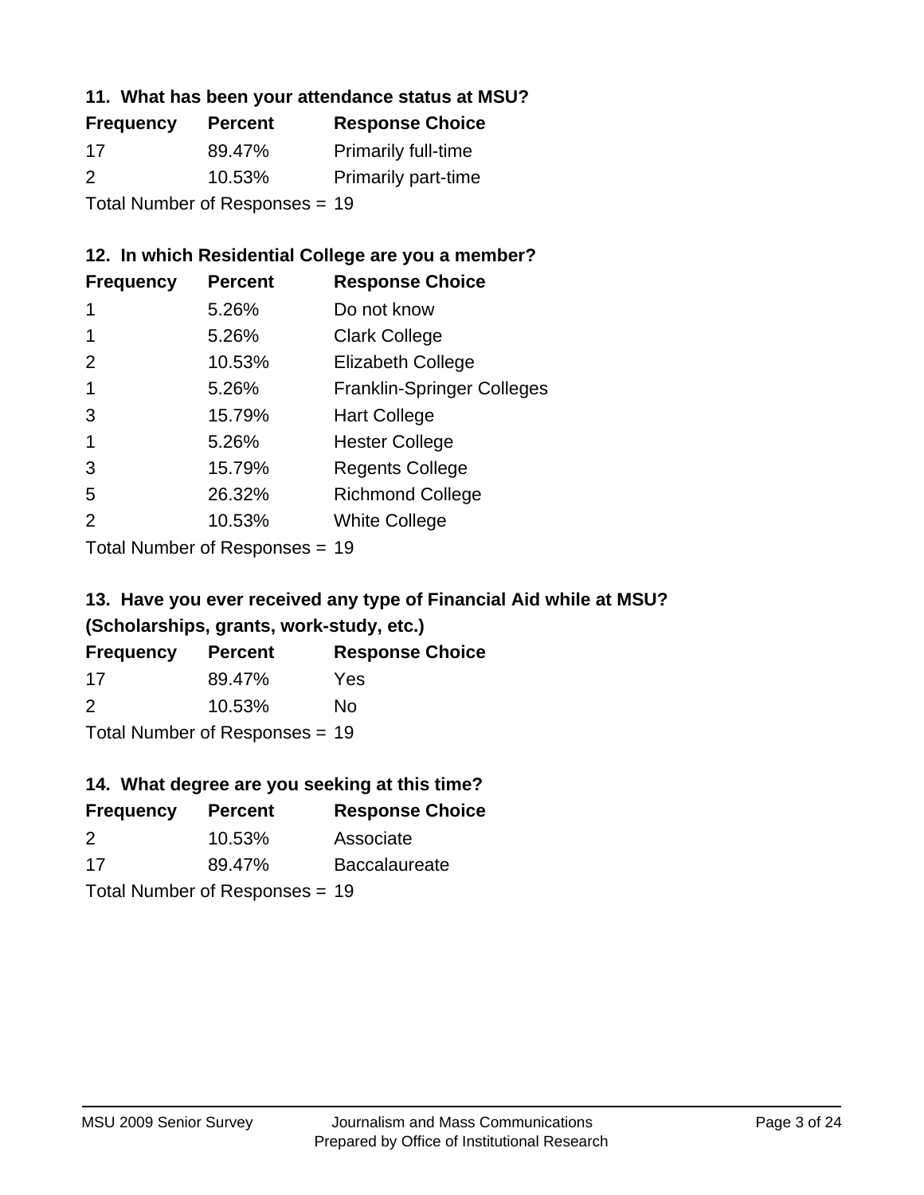### 11. What has been your attendance status at MSU?

| Frequency | Percent | Response Choice |
|---|---|---|
| 17 | 89.47% | Primarily full-time |
| 2 | 10.53% | Primarily part-time |

Total Number of Responses = 19

### 12. In which Residential College are you a member?

| Frequency | Percent | Response Choice |
|---|---|---|
| 1 | 5.26% | Do not know |
| 1 | 5.26% | Clark College |
| 2 | 10.53% | Elizabeth College |
| 1 | 5.26% | Franklin-Springer Colleges |
| 3 | 15.79% | Hart College |
| 1 | 5.26% | Hester College |
| 3 | 15.79% | Regents College |
| 5 | 26.32% | Richmond College |
| 2 | 10.53% | White College |

Total Number of Responses = 19

### 13. Have you ever received any type of Financial Aid while at MSU? (Scholarships, grants, work-study, etc.)

| Frequency | Percent | Response Choice |
|---|---|---|
| 17 | 89.47% | Yes |
| 2 | 10.53% | No |

Total Number of Responses = 19

### 14. What degree are you seeking at this time?

| Frequency | Percent | Response Choice |
|---|---|---|
| 2 | 10.53% | Associate |
| 17 | 89.47% | Baccalaureate |

Total Number of Responses = 19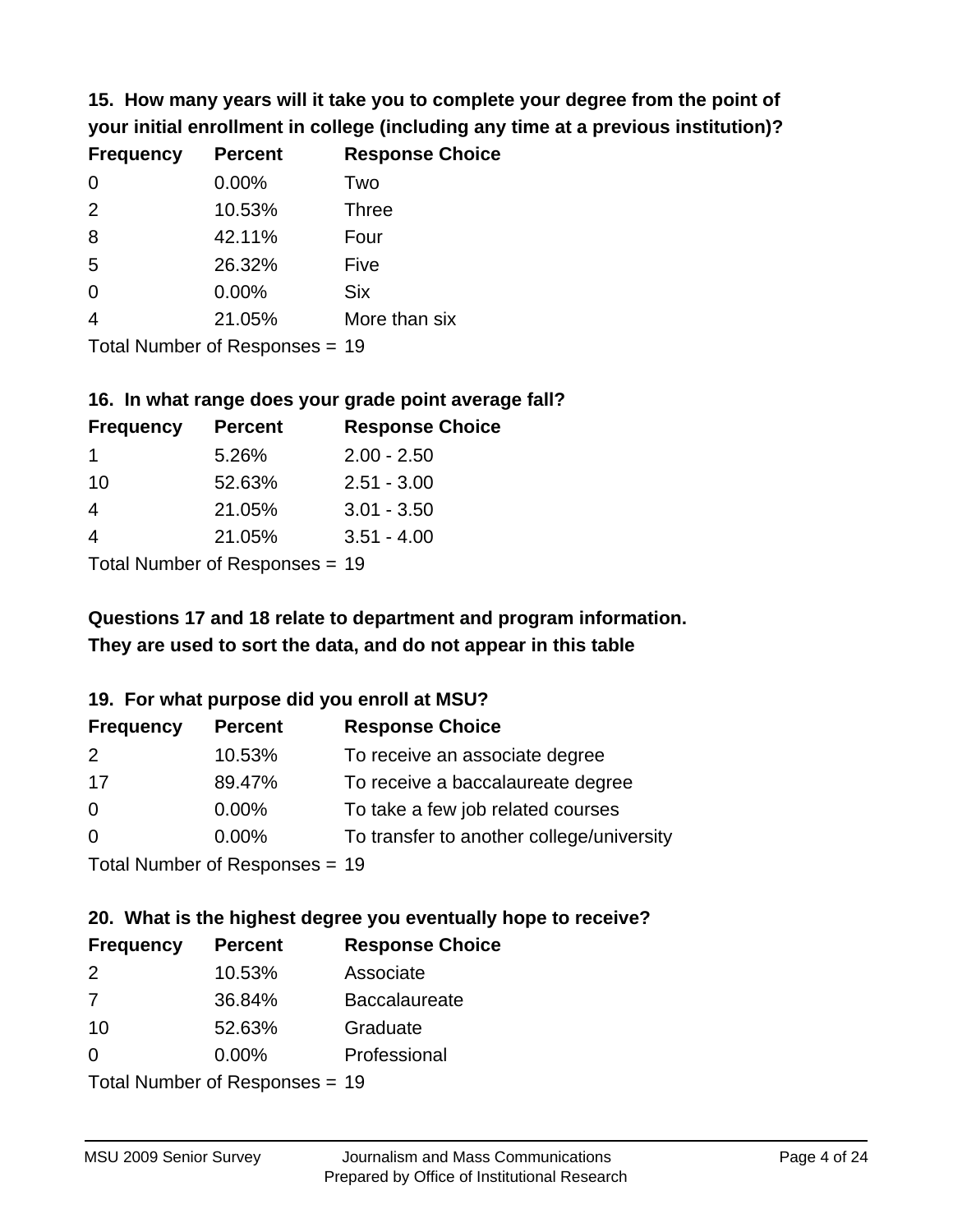### 15. How many years will it take you to complete your degree from the point of your initial enrollment in college (including any time at a previous institution)?

| Frequency | Percent | Response Choice |
|---|---|---|
| 0 | 0.00% | Two |
| 2 | 10.53% | Three |
| 8 | 42.11% | Four |
| 5 | 26.32% | Five |
| 0 | 0.00% | Six |
| 4 | 21.05% | More than six |

Total Number of Responses = 19

### 16. In what range does your grade point average fall?

| Frequency | Percent | Response Choice |
|---|---|---|
| 1 | 5.26% | 2.00 - 2.50 |
| 10 | 52.63% | 2.51 - 3.00 |
| 4 | 21.05% | 3.01 - 3.50 |
| 4 | 21.05% | 3.51 - 4.00 |

Total Number of Responses = 19

### Questions 17 and 18 relate to department and program information. They are used to sort the data, and do not appear in this table

### 19. For what purpose did you enroll at MSU?

| Frequency | Percent | Response Choice |
|---|---|---|
| 2 | 10.53% | To receive an associate degree |
| 17 | 89.47% | To receive a baccalaureate degree |
| 0 | 0.00% | To take a few job related courses |
| 0 | 0.00% | To transfer to another college/university |

Total Number of Responses = 19

### 20. What is the highest degree you eventually hope to receive?

| Frequency | Percent | Response Choice |
|---|---|---|
| 2 | 10.53% | Associate |
| 7 | 36.84% | Baccalaureate |
| 10 | 52.63% | Graduate |
| 0 | 0.00% | Professional |

Total Number of Responses = 19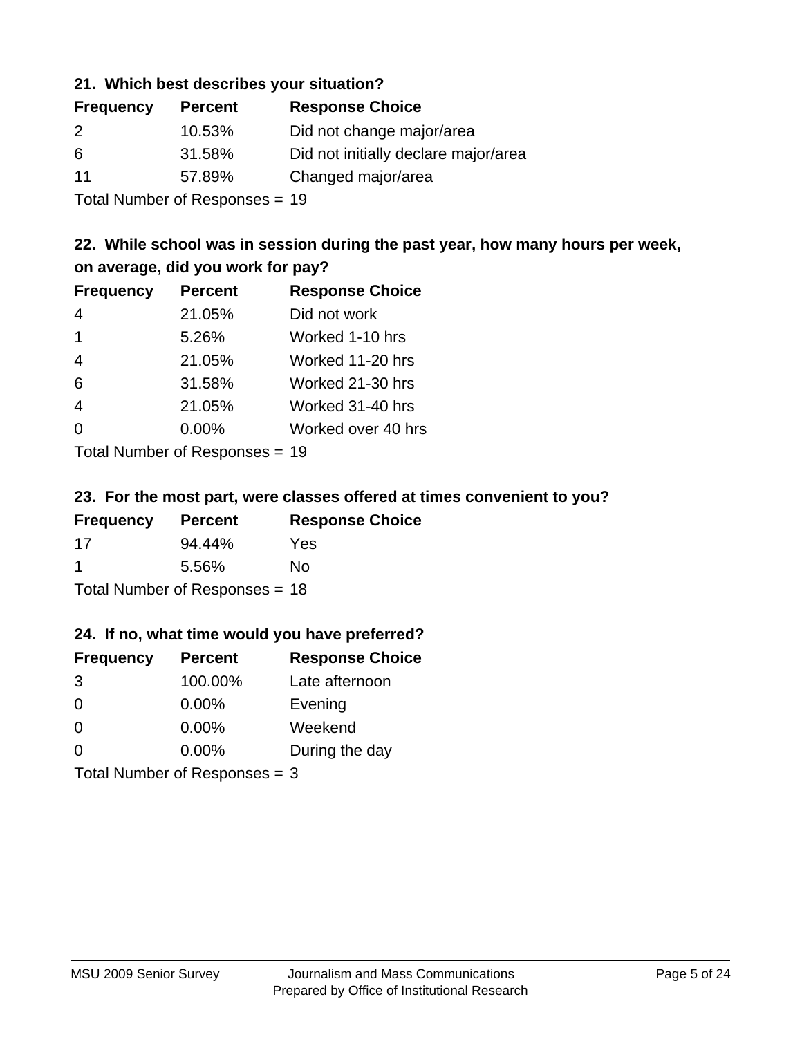### 21. Which best describes your situation?

| Frequency | Percent | Response Choice |
| --- | --- | --- |
| 2 | 10.53% | Did not change major/area |
| 6 | 31.58% | Did not initially declare major/area |
| 11 | 57.89% | Changed major/area |

Total Number of Responses = 19

### 22. While school was in session during the past year, how many hours per week, on average, did you work for pay?

| Frequency | Percent | Response Choice |
| --- | --- | --- |
| 4 | 21.05% | Did not work |
| 1 | 5.26% | Worked 1-10 hrs |
| 4 | 21.05% | Worked 11-20 hrs |
| 6 | 31.58% | Worked 21-30 hrs |
| 4 | 21.05% | Worked 31-40 hrs |
| 0 | 0.00% | Worked over 40 hrs |

Total Number of Responses = 19

### 23. For the most part, were classes offered at times convenient to you?

| Frequency | Percent | Response Choice |
| --- | --- | --- |
| 17 | 94.44% | Yes |
| 1 | 5.56% | No |

Total Number of Responses = 18

### 24. If no, what time would you have preferred?

| Frequency | Percent | Response Choice |
| --- | --- | --- |
| 3 | 100.00% | Late afternoon |
| 0 | 0.00% | Evening |
| 0 | 0.00% | Weekend |
| 0 | 0.00% | During the day |

Total Number of Responses = 3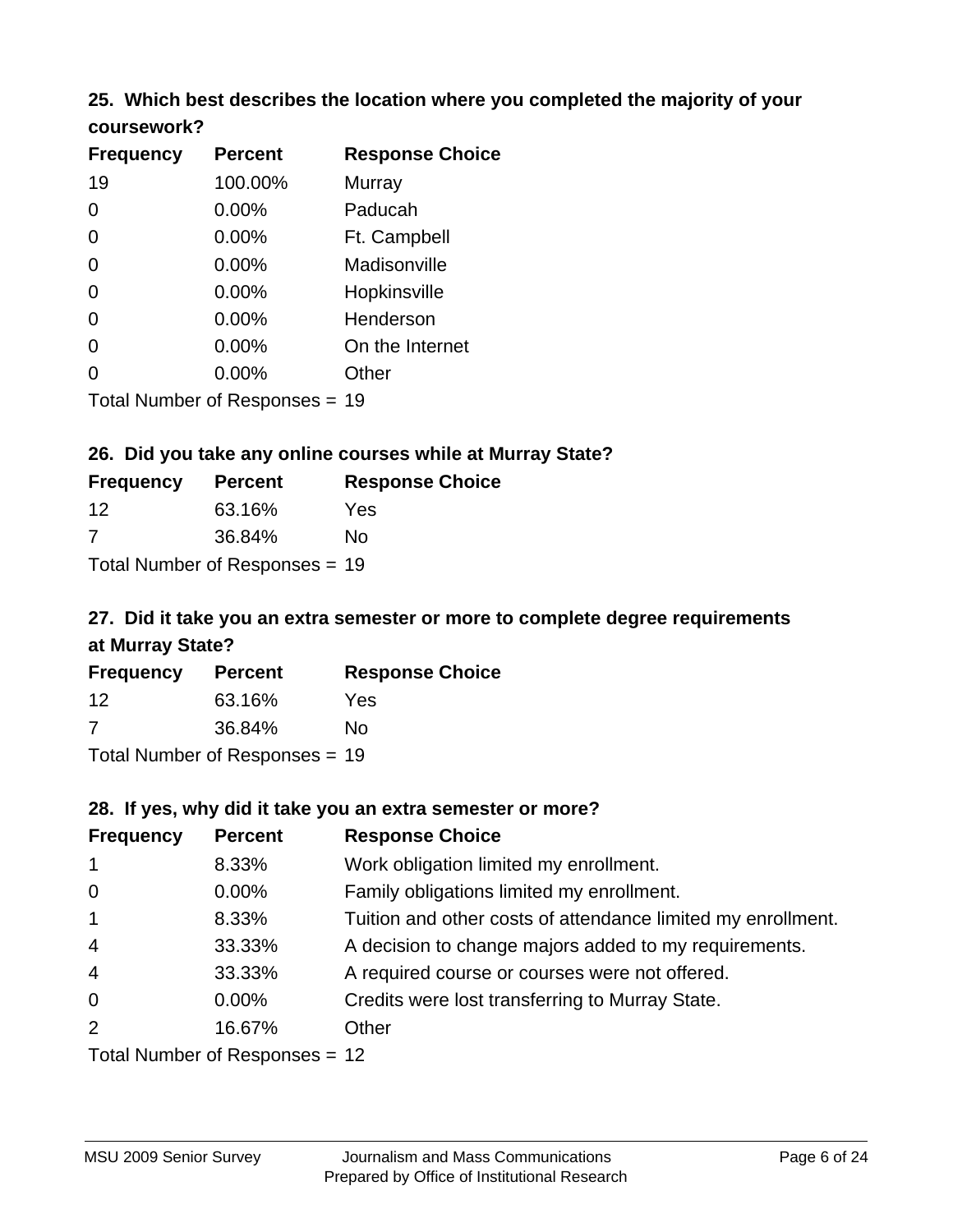### 25. Which best describes the location where you completed the majority of your coursework?

| Frequency | Percent | Response Choice |
|---|---|---|
| 19 | 100.00% | Murray |
| 0 | 0.00% | Paducah |
| 0 | 0.00% | Ft. Campbell |
| 0 | 0.00% | Madisonville |
| 0 | 0.00% | Hopkinsville |
| 0 | 0.00% | Henderson |
| 0 | 0.00% | On the Internet |
| 0 | 0.00% | Other |

Total Number of Responses = 19

### 26. Did you take any online courses while at Murray State?

| Frequency | Percent | Response Choice |
|---|---|---|
| 12 | 63.16% | Yes |
| 7 | 36.84% | No |

Total Number of Responses = 19

### 27. Did it take you an extra semester or more to complete degree requirements at Murray State?

| Frequency | Percent | Response Choice |
|---|---|---|
| 12 | 63.16% | Yes |
| 7 | 36.84% | No |

Total Number of Responses = 19

### 28. If yes, why did it take you an extra semester or more?

| Frequency | Percent | Response Choice |
|---|---|---|
| 1 | 8.33% | Work obligation limited my enrollment. |
| 0 | 0.00% | Family obligations limited my enrollment. |
| 1 | 8.33% | Tuition and other costs of attendance limited my enrollment. |
| 4 | 33.33% | A decision to change majors added to my requirements. |
| 4 | 33.33% | A required course or courses were not offered. |
| 0 | 0.00% | Credits were lost transferring to Murray State. |
| 2 | 16.67% | Other |

Total Number of Responses = 12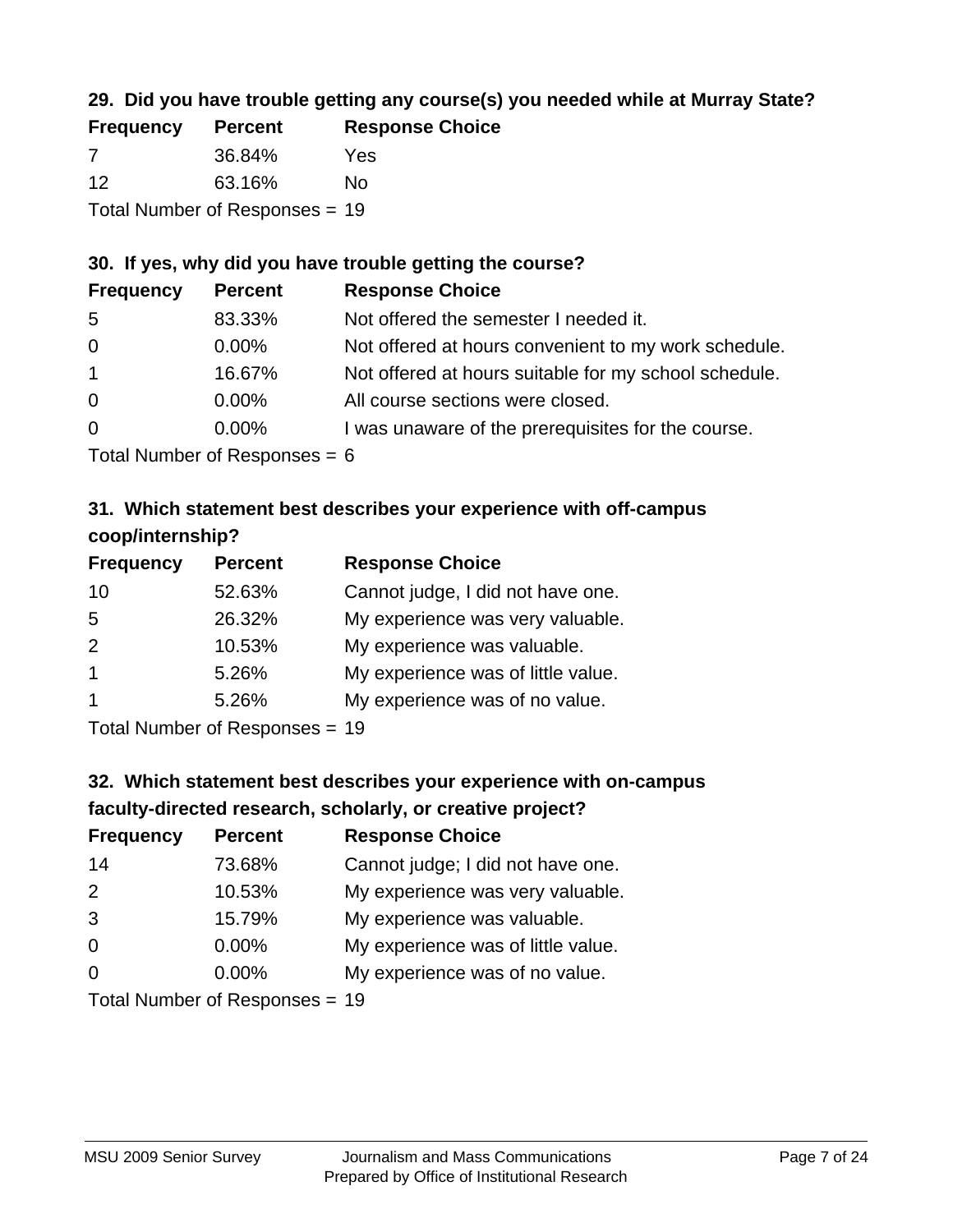### 29. Did you have trouble getting any course(s) you needed while at Murray State?

| Frequency | Percent | Response Choice |
|---|---|---|
| 7 | 36.84% | Yes |
| 12 | 63.16% | No |

Total Number of Responses = 19

### 30. If yes, why did you have trouble getting the course?

| Frequency | Percent | Response Choice |
|---|---|---|
| 5 | 83.33% | Not offered the semester I needed it. |
| 0 | 0.00% | Not offered at hours convenient to my work schedule. |
| 1 | 16.67% | Not offered at hours suitable for my school schedule. |
| 0 | 0.00% | All course sections were closed. |
| 0 | 0.00% | I was unaware of the prerequisites for the course. |

Total Number of Responses = 6

### 31. Which statement best describes your experience with off-campus coop/internship?

| Frequency | Percent | Response Choice |
|---|---|---|
| 10 | 52.63% | Cannot judge, I did not have one. |
| 5 | 26.32% | My experience was very valuable. |
| 2 | 10.53% | My experience was valuable. |
| 1 | 5.26% | My experience was of little value. |
| 1 | 5.26% | My experience was of no value. |

Total Number of Responses = 19

### 32. Which statement best describes your experience with on-campus faculty-directed research, scholarly, or creative project?

| Frequency | Percent | Response Choice |
|---|---|---|
| 14 | 73.68% | Cannot judge; I did not have one. |
| 2 | 10.53% | My experience was very valuable. |
| 3 | 15.79% | My experience was valuable. |
| 0 | 0.00% | My experience was of little value. |
| 0 | 0.00% | My experience was of no value. |

Total Number of Responses = 19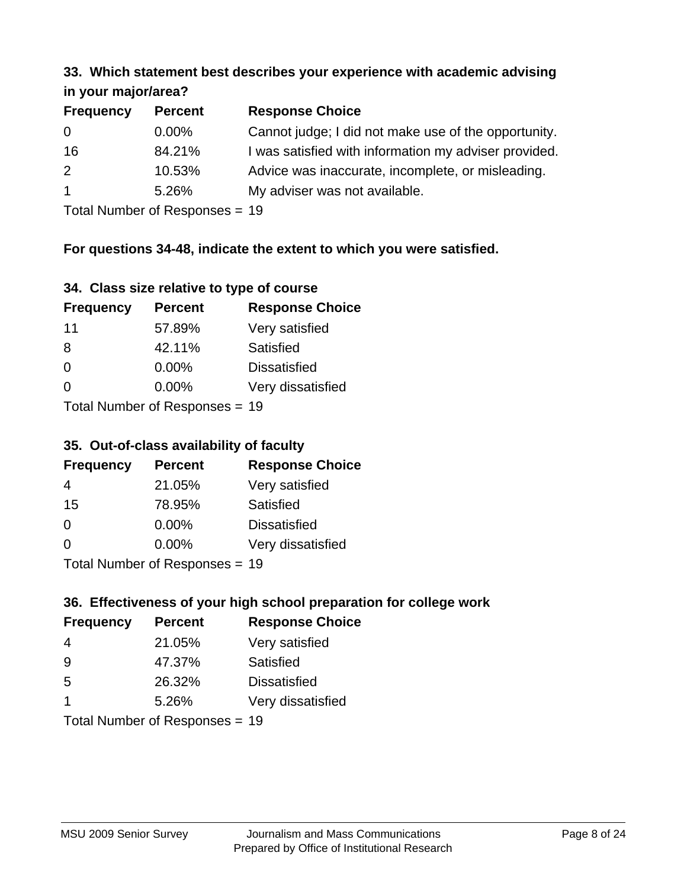### 33. Which statement best describes your experience with academic advising in your major/area?

| Frequency | Percent | Response Choice |
|---|---|---|
| 0 | 0.00% | Cannot judge; I did not make use of the opportunity. |
| 16 | 84.21% | I was satisfied with information my adviser provided. |
| 2 | 10.53% | Advice was inaccurate, incomplete, or misleading. |
| 1 | 5.26% | My adviser was not available. |

Total Number of Responses = 19

**For questions 34-48, indicate the extent to which you were satisfied.**

### 34. Class size relative to type of course

| Frequency | Percent | Response Choice |
|---|---|---|
| 11 | 57.89% | Very satisfied |
| 8 | 42.11% | Satisfied |
| 0 | 0.00% | Dissatisfied |
| 0 | 0.00% | Very dissatisfied |

Total Number of Responses = 19

### 35. Out-of-class availability of faculty

| Frequency | Percent | Response Choice |
|---|---|---|
| 4 | 21.05% | Very satisfied |
| 15 | 78.95% | Satisfied |
| 0 | 0.00% | Dissatisfied |
| 0 | 0.00% | Very dissatisfied |

Total Number of Responses = 19

### 36. Effectiveness of your high school preparation for college work

| Frequency | Percent | Response Choice |
|---|---|---|
| 4 | 21.05% | Very satisfied |
| 9 | 47.37% | Satisfied |
| 5 | 26.32% | Dissatisfied |
| 1 | 5.26% | Very dissatisfied |

Total Number of Responses = 19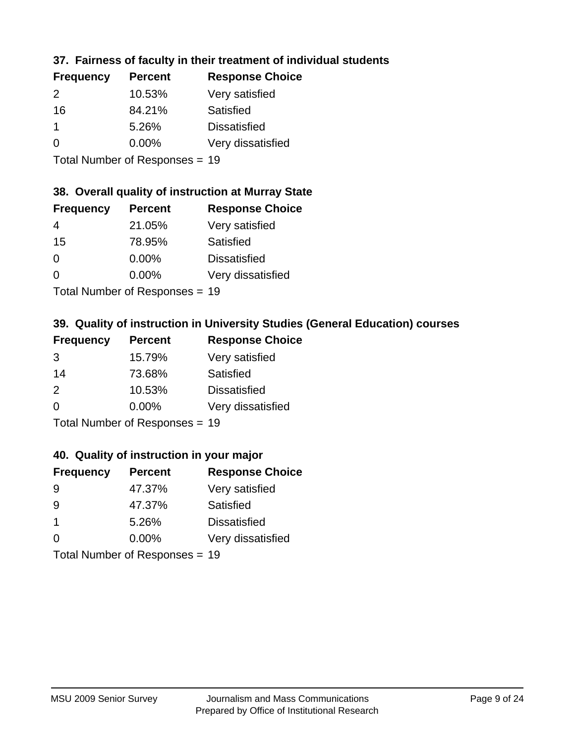### 37. Fairness of faculty in their treatment of individual students

| Frequency | Percent | Response Choice |
|---|---|---|
| 2 | 10.53% | Very satisfied |
| 16 | 84.21% | Satisfied |
| 1 | 5.26% | Dissatisfied |
| 0 | 0.00% | Very dissatisfied |

Total Number of Responses = 19

### 38. Overall quality of instruction at Murray State

| Frequency | Percent | Response Choice |
|---|---|---|
| 4 | 21.05% | Very satisfied |
| 15 | 78.95% | Satisfied |
| 0 | 0.00% | Dissatisfied |
| 0 | 0.00% | Very dissatisfied |

Total Number of Responses = 19

### 39. Quality of instruction in University Studies (General Education) courses

| Frequency | Percent | Response Choice |
|---|---|---|
| 3 | 15.79% | Very satisfied |
| 14 | 73.68% | Satisfied |
| 2 | 10.53% | Dissatisfied |
| 0 | 0.00% | Very dissatisfied |

Total Number of Responses = 19

### 40. Quality of instruction in your major

| Frequency | Percent | Response Choice |
|---|---|---|
| 9 | 47.37% | Very satisfied |
| 9 | 47.37% | Satisfied |
| 1 | 5.26% | Dissatisfied |
| 0 | 0.00% | Very dissatisfied |

Total Number of Responses = 19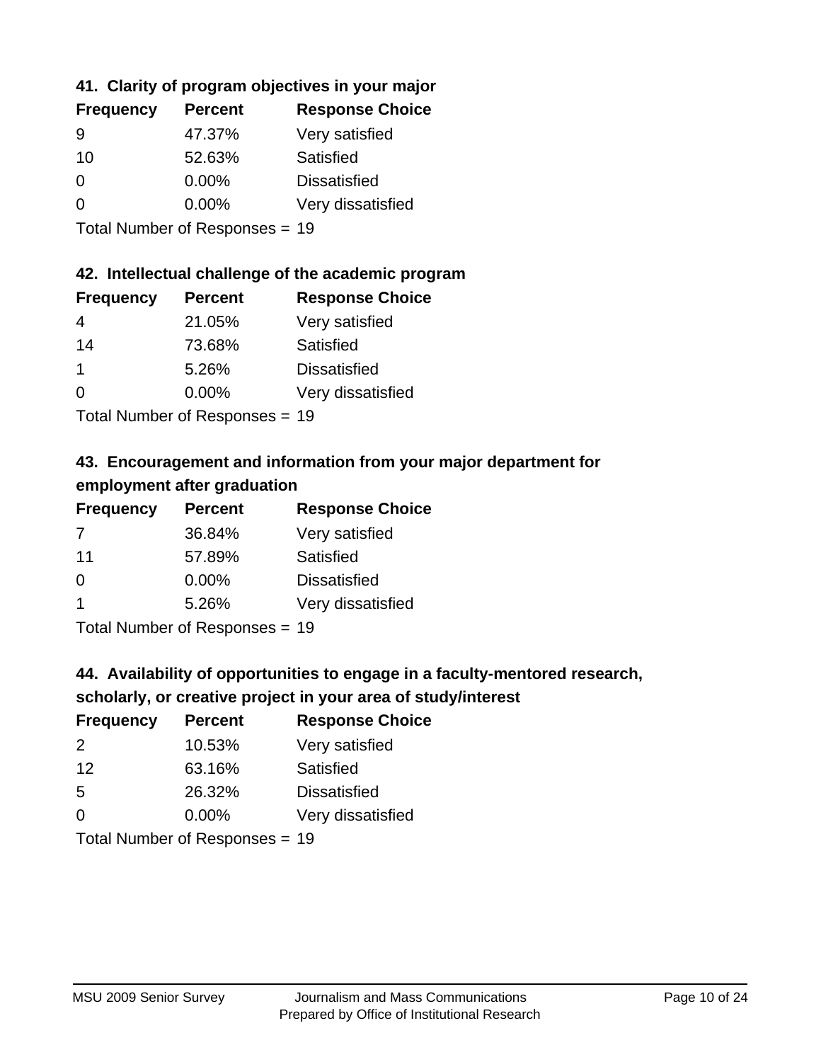### 41. Clarity of program objectives in your major

| Frequency | Percent | Response Choice |
| --- | --- | --- |
| 9 | 47.37% | Very satisfied |
| 10 | 52.63% | Satisfied |
| 0 | 0.00% | Dissatisfied |
| 0 | 0.00% | Very dissatisfied |

Total Number of Responses = 19

### 42. Intellectual challenge of the academic program

| Frequency | Percent | Response Choice |
| --- | --- | --- |
| 4 | 21.05% | Very satisfied |
| 14 | 73.68% | Satisfied |
| 1 | 5.26% | Dissatisfied |
| 0 | 0.00% | Very dissatisfied |

Total Number of Responses = 19

### 43. Encouragement and information from your major department for employment after graduation

| Frequency | Percent | Response Choice |
| --- | --- | --- |
| 7 | 36.84% | Very satisfied |
| 11 | 57.89% | Satisfied |
| 0 | 0.00% | Dissatisfied |
| 1 | 5.26% | Very dissatisfied |

Total Number of Responses = 19

### 44. Availability of opportunities to engage in a faculty-mentored research, scholarly, or creative project in your area of study/interest

| Frequency | Percent | Response Choice |
| --- | --- | --- |
| 2 | 10.53% | Very satisfied |
| 12 | 63.16% | Satisfied |
| 5 | 26.32% | Dissatisfied |
| 0 | 0.00% | Very dissatisfied |

Total Number of Responses = 19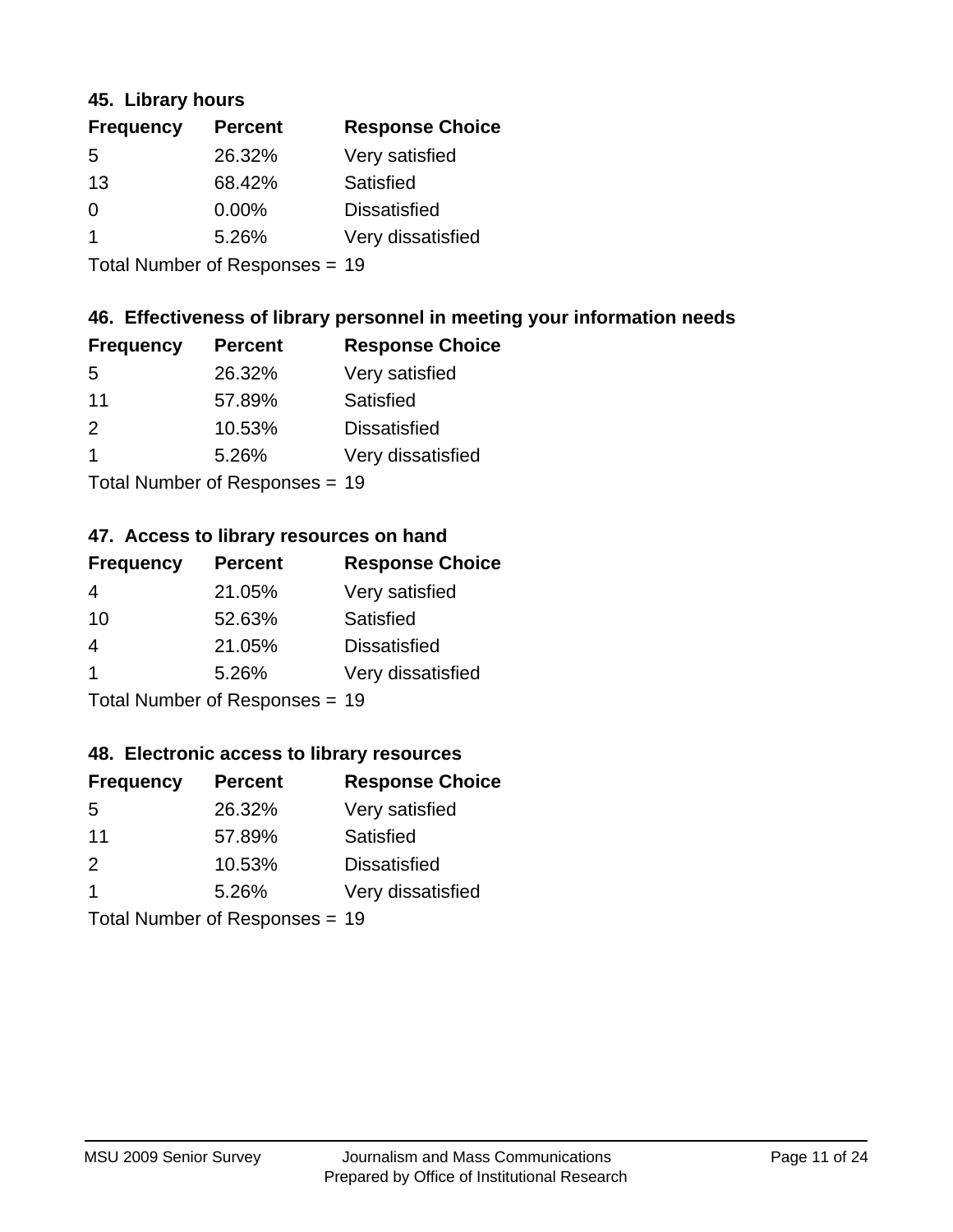### 45. Library hours

| Frequency | Percent | Response Choice |
|---|---|---|
| 5 | 26.32% | Very satisfied |
| 13 | 68.42% | Satisfied |
| 0 | 0.00% | Dissatisfied |
| 1 | 5.26% | Very dissatisfied |

Total Number of Responses = 19

### 46. Effectiveness of library personnel in meeting your information needs

| Frequency | Percent | Response Choice |
|---|---|---|
| 5 | 26.32% | Very satisfied |
| 11 | 57.89% | Satisfied |
| 2 | 10.53% | Dissatisfied |
| 1 | 5.26% | Very dissatisfied |

Total Number of Responses = 19

### 47. Access to library resources on hand

| Frequency | Percent | Response Choice |
|---|---|---|
| 4 | 21.05% | Very satisfied |
| 10 | 52.63% | Satisfied |
| 4 | 21.05% | Dissatisfied |
| 1 | 5.26% | Very dissatisfied |

Total Number of Responses = 19

### 48. Electronic access to library resources

| Frequency | Percent | Response Choice |
|---|---|---|
| 5 | 26.32% | Very satisfied |
| 11 | 57.89% | Satisfied |
| 2 | 10.53% | Dissatisfied |
| 1 | 5.26% | Very dissatisfied |

Total Number of Responses = 19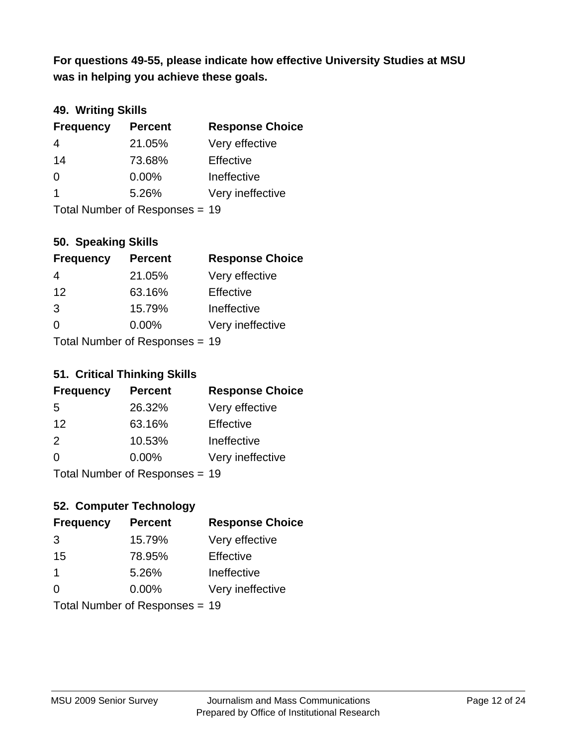**For questions 49-55, please indicate how effective University Studies at MSU was in helping you achieve these goals.**

### 49. Writing Skills

| Frequency | Percent | Response Choice |
|---|---|---|
| 4 | 21.05% | Very effective |
| 14 | 73.68% | Effective |
| 0 | 0.00% | Ineffective |
| 1 | 5.26% | Very ineffective |

Total Number of Responses = 19

### 50. Speaking Skills

| Frequency | Percent | Response Choice |
|---|---|---|
| 4 | 21.05% | Very effective |
| 12 | 63.16% | Effective |
| 3 | 15.79% | Ineffective |
| 0 | 0.00% | Very ineffective |

Total Number of Responses = 19

### 51. Critical Thinking Skills

| Frequency | Percent | Response Choice |
|---|---|---|
| 5 | 26.32% | Very effective |
| 12 | 63.16% | Effective |
| 2 | 10.53% | Ineffective |
| 0 | 0.00% | Very ineffective |

Total Number of Responses = 19

### 52. Computer Technology

| Frequency | Percent | Response Choice |
|---|---|---|
| 3 | 15.79% | Very effective |
| 15 | 78.95% | Effective |
| 1 | 5.26% | Ineffective |
| 0 | 0.00% | Very ineffective |

Total Number of Responses = 19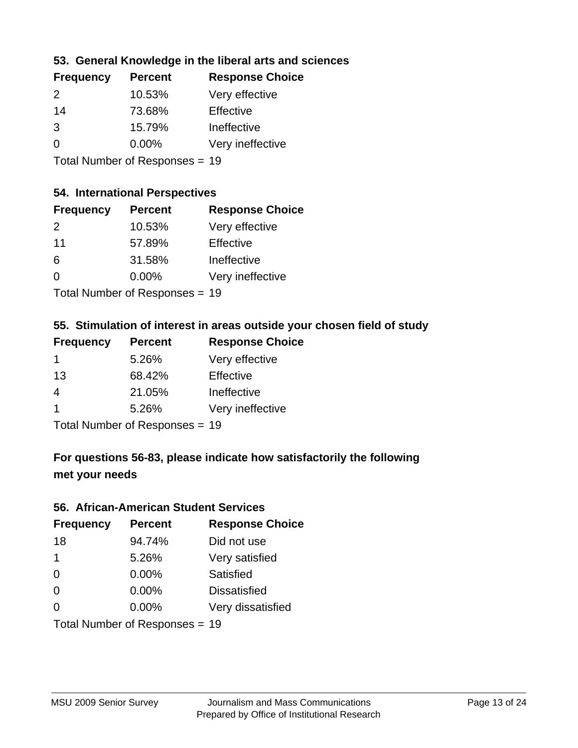### 53. General Knowledge in the liberal arts and sciences

| Frequency | Percent | Response Choice |
|---|---|---|
| 2 | 10.53% | Very effective |
| 14 | 73.68% | Effective |
| 3 | 15.79% | Ineffective |
| 0 | 0.00% | Very ineffective |

Total Number of Responses = 19

### 54. International Perspectives

| Frequency | Percent | Response Choice |
|---|---|---|
| 2 | 10.53% | Very effective |
| 11 | 57.89% | Effective |
| 6 | 31.58% | Ineffective |
| 0 | 0.00% | Very ineffective |

Total Number of Responses = 19

### 55. Stimulation of interest in areas outside your chosen field of study

| Frequency | Percent | Response Choice |
|---|---|---|
| 1 | 5.26% | Very effective |
| 13 | 68.42% | Effective |
| 4 | 21.05% | Ineffective |
| 1 | 5.26% | Very ineffective |

Total Number of Responses = 19

## For questions 56-83, please indicate how satisfactorily the following met your needs

### 56. African-American Student Services

| Frequency | Percent | Response Choice |
|---|---|---|
| 18 | 94.74% | Did not use |
| 1 | 5.26% | Very satisfied |
| 0 | 0.00% | Satisfied |
| 0 | 0.00% | Dissatisfied |
| 0 | 0.00% | Very dissatisfied |

Total Number of Responses = 19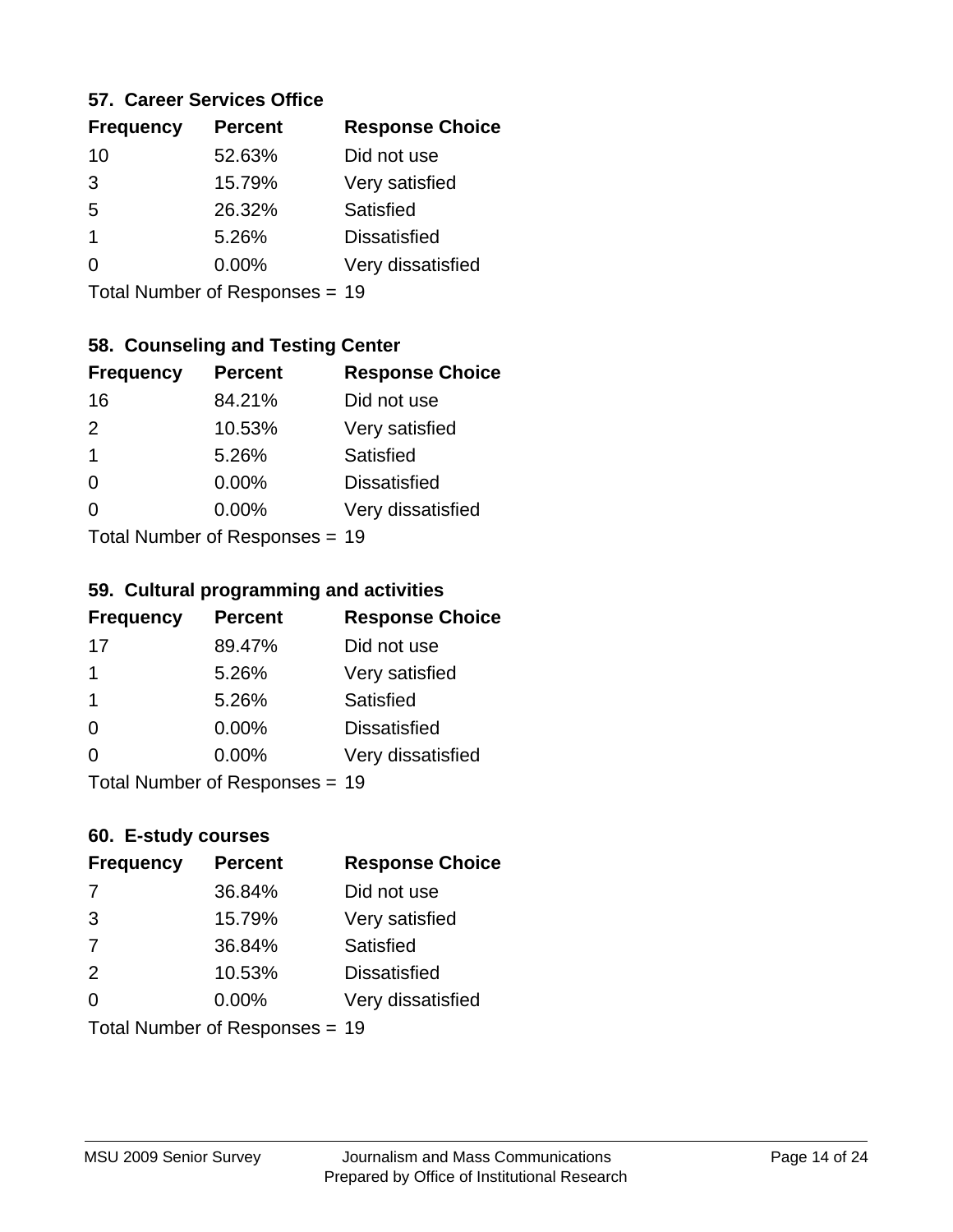### 57. Career Services Office

| Frequency | Percent | Response Choice |
|---|---|---|
| 10 | 52.63% | Did not use |
| 3 | 15.79% | Very satisfied |
| 5 | 26.32% | Satisfied |
| 1 | 5.26% | Dissatisfied |
| 0 | 0.00% | Very dissatisfied |

Total Number of Responses = 19

### 58. Counseling and Testing Center

| Frequency | Percent | Response Choice |
|---|---|---|
| 16 | 84.21% | Did not use |
| 2 | 10.53% | Very satisfied |
| 1 | 5.26% | Satisfied |
| 0 | 0.00% | Dissatisfied |
| 0 | 0.00% | Very dissatisfied |

Total Number of Responses = 19

### 59. Cultural programming and activities

| Frequency | Percent | Response Choice |
|---|---|---|
| 17 | 89.47% | Did not use |
| 1 | 5.26% | Very satisfied |
| 1 | 5.26% | Satisfied |
| 0 | 0.00% | Dissatisfied |
| 0 | 0.00% | Very dissatisfied |

Total Number of Responses = 19

### 60. E-study courses

| Frequency | Percent | Response Choice |
|---|---|---|
| 7 | 36.84% | Did not use |
| 3 | 15.79% | Very satisfied |
| 7 | 36.84% | Satisfied |
| 2 | 10.53% | Dissatisfied |
| 0 | 0.00% | Very dissatisfied |

Total Number of Responses = 19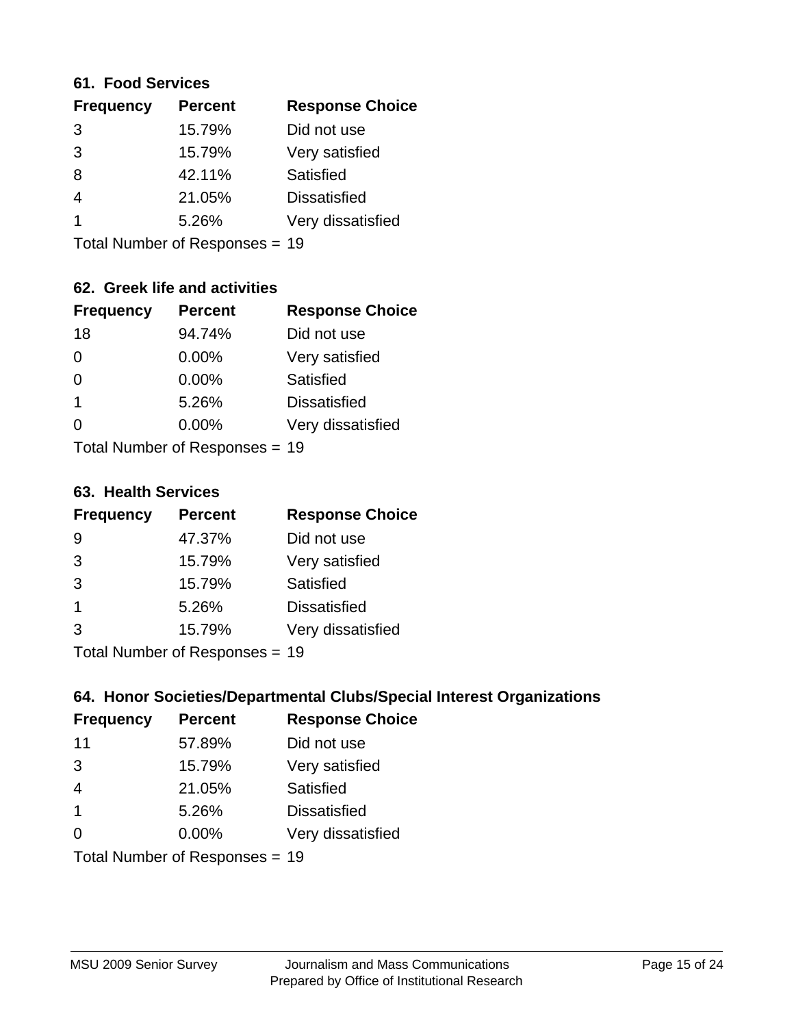### 61. Food Services

| Frequency | Percent | Response Choice |
|---|---|---|
| 3 | 15.79% | Did not use |
| 3 | 15.79% | Very satisfied |
| 8 | 42.11% | Satisfied |
| 4 | 21.05% | Dissatisfied |
| 1 | 5.26% | Very dissatisfied |

Total Number of Responses = 19

### 62. Greek life and activities

| Frequency | Percent | Response Choice |
|---|---|---|
| 18 | 94.74% | Did not use |
| 0 | 0.00% | Very satisfied |
| 0 | 0.00% | Satisfied |
| 1 | 5.26% | Dissatisfied |
| 0 | 0.00% | Very dissatisfied |

Total Number of Responses = 19

### 63. Health Services

| Frequency | Percent | Response Choice |
|---|---|---|
| 9 | 47.37% | Did not use |
| 3 | 15.79% | Very satisfied |
| 3 | 15.79% | Satisfied |
| 1 | 5.26% | Dissatisfied |
| 3 | 15.79% | Very dissatisfied |

Total Number of Responses = 19

### 64. Honor Societies/Departmental Clubs/Special Interest Organizations

| Frequency | Percent | Response Choice |
|---|---|---|
| 11 | 57.89% | Did not use |
| 3 | 15.79% | Very satisfied |
| 4 | 21.05% | Satisfied |
| 1 | 5.26% | Dissatisfied |
| 0 | 0.00% | Very dissatisfied |

Total Number of Responses = 19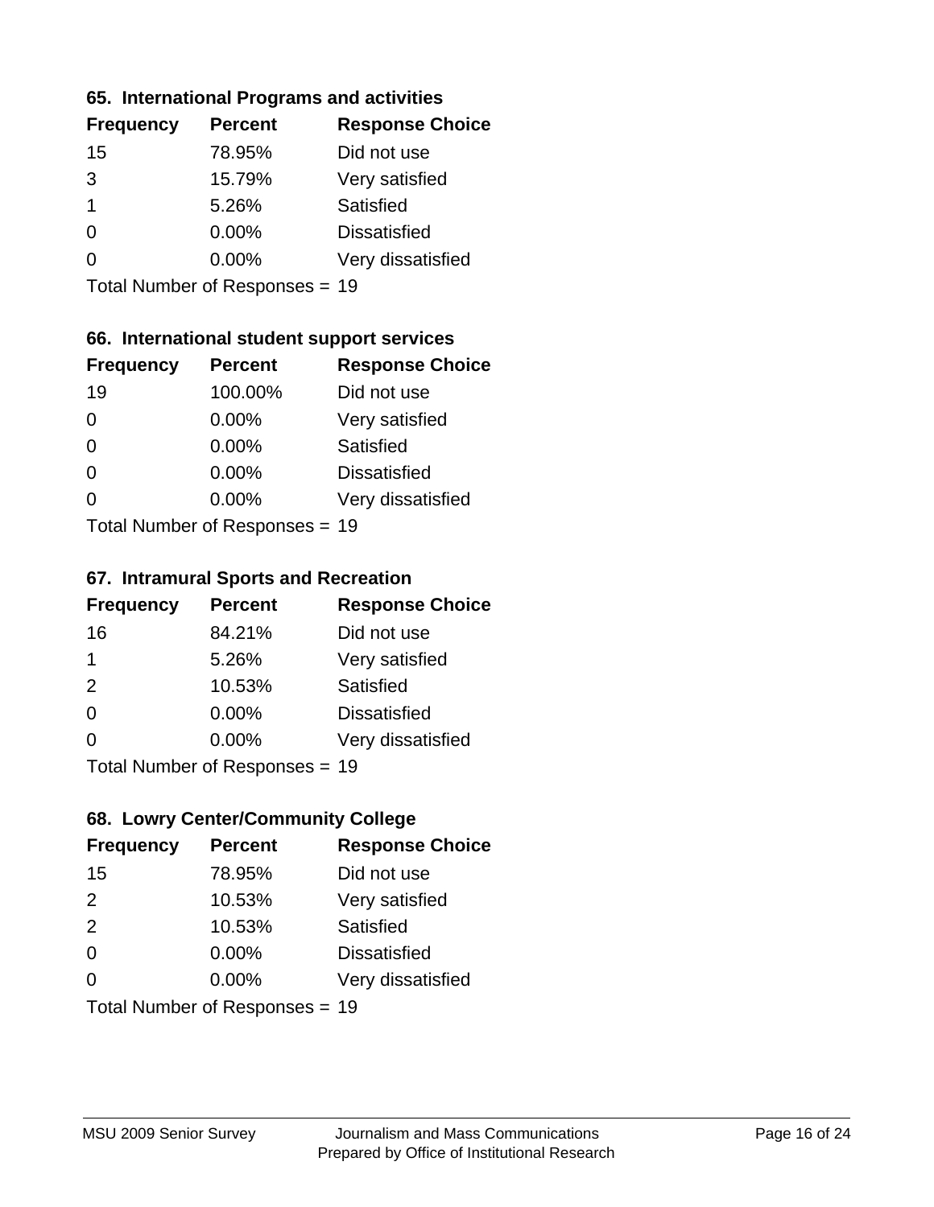### 65. International Programs and activities

| Frequency | Percent | Response Choice |
|---|---|---|
| 15 | 78.95% | Did not use |
| 3 | 15.79% | Very satisfied |
| 1 | 5.26% | Satisfied |
| 0 | 0.00% | Dissatisfied |
| 0 | 0.00% | Very dissatisfied |

Total Number of Responses = 19

### 66. International student support services

| Frequency | Percent | Response Choice |
|---|---|---|
| 19 | 100.00% | Did not use |
| 0 | 0.00% | Very satisfied |
| 0 | 0.00% | Satisfied |
| 0 | 0.00% | Dissatisfied |
| 0 | 0.00% | Very dissatisfied |

Total Number of Responses = 19

### 67. Intramural Sports and Recreation

| Frequency | Percent | Response Choice |
|---|---|---|
| 16 | 84.21% | Did not use |
| 1 | 5.26% | Very satisfied |
| 2 | 10.53% | Satisfied |
| 0 | 0.00% | Dissatisfied |
| 0 | 0.00% | Very dissatisfied |

Total Number of Responses = 19

### 68. Lowry Center/Community College

| Frequency | Percent | Response Choice |
|---|---|---|
| 15 | 78.95% | Did not use |
| 2 | 10.53% | Very satisfied |
| 2 | 10.53% | Satisfied |
| 0 | 0.00% | Dissatisfied |
| 0 | 0.00% | Very dissatisfied |

Total Number of Responses = 19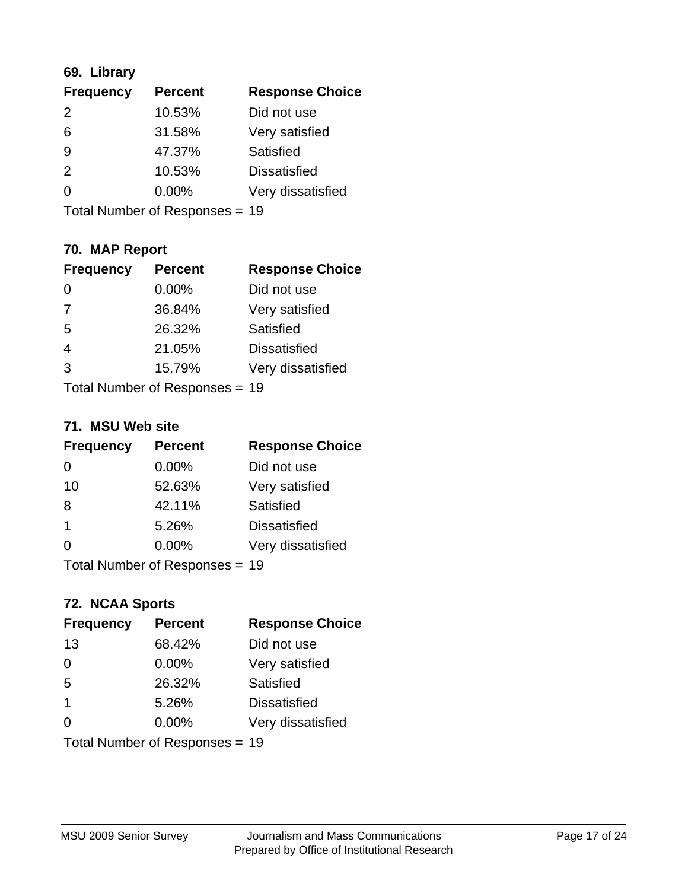### 69. Library

| Frequency | Percent | Response Choice |
|---|---|---|
| 2 | 10.53% | Did not use |
| 6 | 31.58% | Very satisfied |
| 9 | 47.37% | Satisfied |
| 2 | 10.53% | Dissatisfied |
| 0 | 0.00% | Very dissatisfied |

Total Number of Responses = 19

### 70. MAP Report

| Frequency | Percent | Response Choice |
|---|---|---|
| 0 | 0.00% | Did not use |
| 7 | 36.84% | Very satisfied |
| 5 | 26.32% | Satisfied |
| 4 | 21.05% | Dissatisfied |
| 3 | 15.79% | Very dissatisfied |

Total Number of Responses = 19

### 71. MSU Web site

| Frequency | Percent | Response Choice |
|---|---|---|
| 0 | 0.00% | Did not use |
| 10 | 52.63% | Very satisfied |
| 8 | 42.11% | Satisfied |
| 1 | 5.26% | Dissatisfied |
| 0 | 0.00% | Very dissatisfied |

Total Number of Responses = 19

### 72. NCAA Sports

| Frequency | Percent | Response Choice |
|---|---|---|
| 13 | 68.42% | Did not use |
| 0 | 0.00% | Very satisfied |
| 5 | 26.32% | Satisfied |
| 1 | 5.26% | Dissatisfied |
| 0 | 0.00% | Very dissatisfied |

Total Number of Responses = 19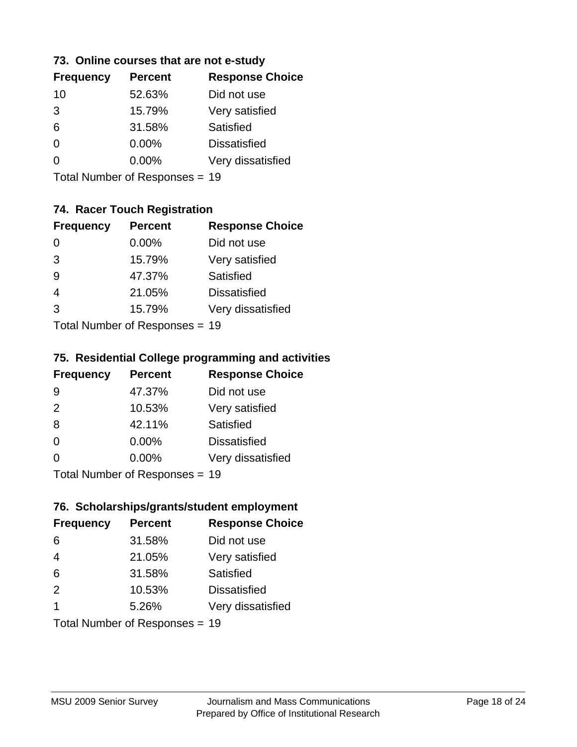### 73. Online courses that are not e-study

| Frequency | Percent | Response Choice |
|---|---|---|
| 10 | 52.63% | Did not use |
| 3 | 15.79% | Very satisfied |
| 6 | 31.58% | Satisfied |
| 0 | 0.00% | Dissatisfied |
| 0 | 0.00% | Very dissatisfied |

Total Number of Responses = 19

### 74. Racer Touch Registration

| Frequency | Percent | Response Choice |
|---|---|---|
| 0 | 0.00% | Did not use |
| 3 | 15.79% | Very satisfied |
| 9 | 47.37% | Satisfied |
| 4 | 21.05% | Dissatisfied |
| 3 | 15.79% | Very dissatisfied |

Total Number of Responses = 19

### 75. Residential College programming and activities

| Frequency | Percent | Response Choice |
|---|---|---|
| 9 | 47.37% | Did not use |
| 2 | 10.53% | Very satisfied |
| 8 | 42.11% | Satisfied |
| 0 | 0.00% | Dissatisfied |
| 0 | 0.00% | Very dissatisfied |

Total Number of Responses = 19

### 76. Scholarships/grants/student employment

| Frequency | Percent | Response Choice |
|---|---|---|
| 6 | 31.58% | Did not use |
| 4 | 21.05% | Very satisfied |
| 6 | 31.58% | Satisfied |
| 2 | 10.53% | Dissatisfied |
| 1 | 5.26% | Very dissatisfied |

Total Number of Responses = 19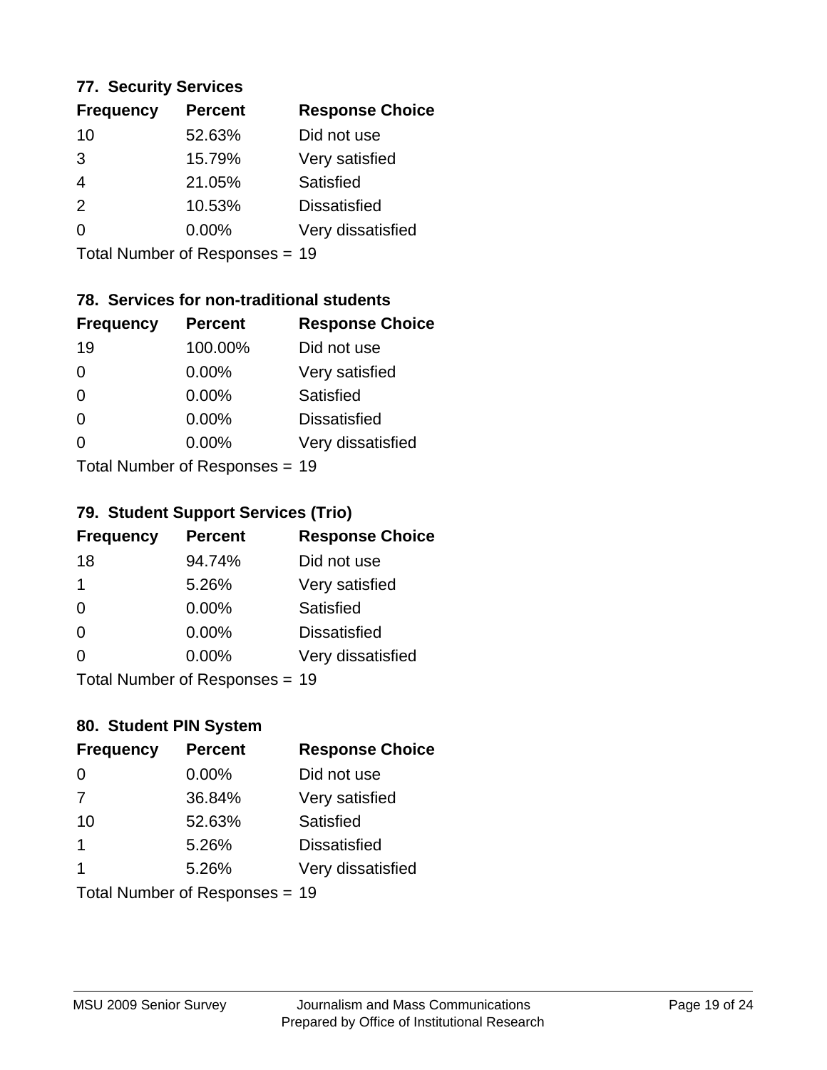### 77. Security Services

| Frequency | Percent | Response Choice |
| --- | --- | --- |
| 10 | 52.63% | Did not use |
| 3 | 15.79% | Very satisfied |
| 4 | 21.05% | Satisfied |
| 2 | 10.53% | Dissatisfied |
| 0 | 0.00% | Very dissatisfied |

Total Number of Responses = 19

### 78. Services for non-traditional students

| Frequency | Percent | Response Choice |
| --- | --- | --- |
| 19 | 100.00% | Did not use |
| 0 | 0.00% | Very satisfied |
| 0 | 0.00% | Satisfied |
| 0 | 0.00% | Dissatisfied |
| 0 | 0.00% | Very dissatisfied |

Total Number of Responses = 19

### 79. Student Support Services (Trio)

| Frequency | Percent | Response Choice |
| --- | --- | --- |
| 18 | 94.74% | Did not use |
| 1 | 5.26% | Very satisfied |
| 0 | 0.00% | Satisfied |
| 0 | 0.00% | Dissatisfied |
| 0 | 0.00% | Very dissatisfied |

Total Number of Responses = 19

### 80. Student PIN System

| Frequency | Percent | Response Choice |
| --- | --- | --- |
| 0 | 0.00% | Did not use |
| 7 | 36.84% | Very satisfied |
| 10 | 52.63% | Satisfied |
| 1 | 5.26% | Dissatisfied |
| 1 | 5.26% | Very dissatisfied |

Total Number of Responses = 19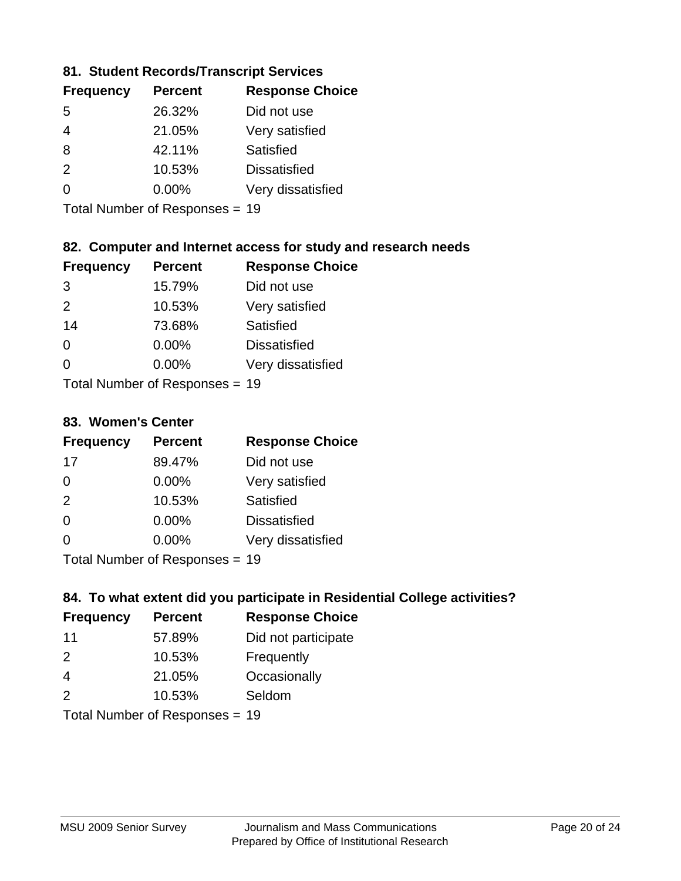### 81. Student Records/Transcript Services

| Frequency | Percent | Response Choice |
|---|---|---|
| 5 | 26.32% | Did not use |
| 4 | 21.05% | Very satisfied |
| 8 | 42.11% | Satisfied |
| 2 | 10.53% | Dissatisfied |
| 0 | 0.00% | Very dissatisfied |

Total Number of Responses = 19

### 82. Computer and Internet access for study and research needs

| Frequency | Percent | Response Choice |
|---|---|---|
| 3 | 15.79% | Did not use |
| 2 | 10.53% | Very satisfied |
| 14 | 73.68% | Satisfied |
| 0 | 0.00% | Dissatisfied |
| 0 | 0.00% | Very dissatisfied |

Total Number of Responses = 19

### 83. Women's Center

| Frequency | Percent | Response Choice |
|---|---|---|
| 17 | 89.47% | Did not use |
| 0 | 0.00% | Very satisfied |
| 2 | 10.53% | Satisfied |
| 0 | 0.00% | Dissatisfied |
| 0 | 0.00% | Very dissatisfied |

Total Number of Responses = 19

### 84. To what extent did you participate in Residential College activities?

| Frequency | Percent | Response Choice |
|---|---|---|
| 11 | 57.89% | Did not participate |
| 2 | 10.53% | Frequently |
| 4 | 21.05% | Occasionally |
| 2 | 10.53% | Seldom |

Total Number of Responses = 19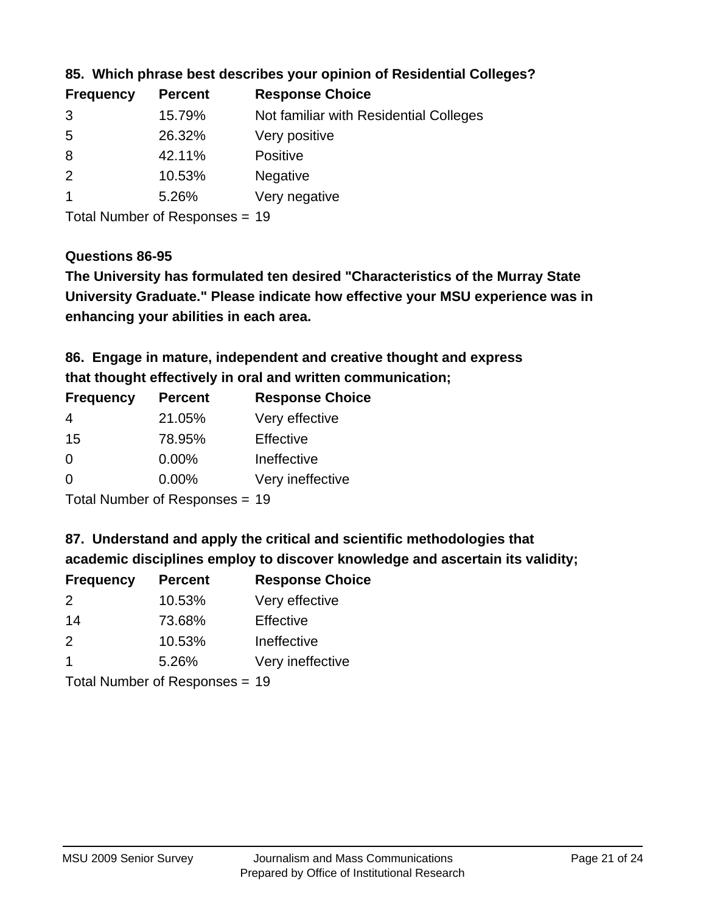### 85. Which phrase best describes your opinion of Residential Colleges?

| Frequency | Percent | Response Choice |
|---|---|---|
| 3 | 15.79% | Not familiar with Residential Colleges |
| 5 | 26.32% | Very positive |
| 8 | 42.11% | Positive |
| 2 | 10.53% | Negative |
| 1 | 5.26% | Very negative |

Total Number of Responses = 19

### Questions 86-95

**The University has formulated ten desired "Characteristics of the Murray State University Graduate." Please indicate how effective your MSU experience was in enhancing your abilities in each area.**

### 86. Engage in mature, independent and creative thought and express that thought effectively in oral and written communication;

| Frequency | Percent | Response Choice |
|---|---|---|
| 4 | 21.05% | Very effective |
| 15 | 78.95% | Effective |
| 0 | 0.00% | Ineffective |
| 0 | 0.00% | Very ineffective |

Total Number of Responses = 19

### 87. Understand and apply the critical and scientific methodologies that academic disciplines employ to discover knowledge and ascertain its validity;

| Frequency | Percent | Response Choice |
|---|---|---|
| 2 | 10.53% | Very effective |
| 14 | 73.68% | Effective |
| 2 | 10.53% | Ineffective |
| 1 | 5.26% | Very ineffective |

Total Number of Responses = 19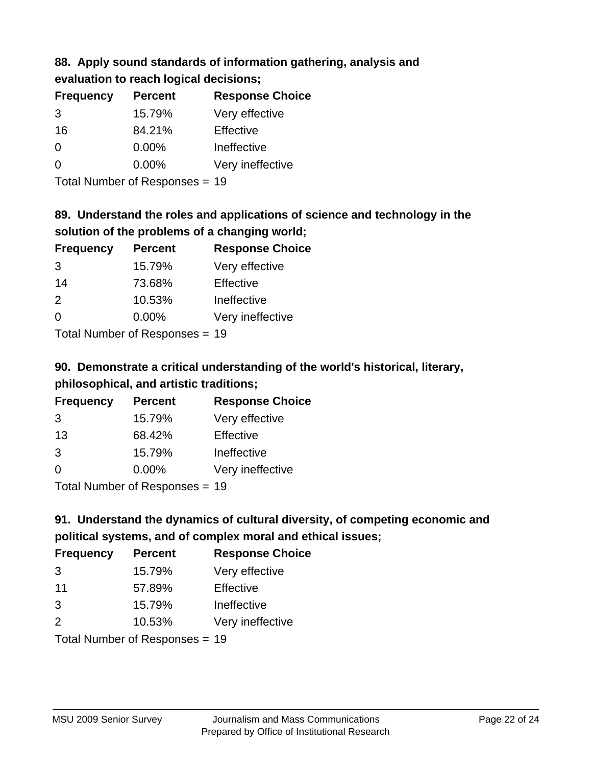### 88. Apply sound standards of information gathering, analysis and evaluation to reach logical decisions;

| Frequency | Percent | Response Choice |
|---|---|---|
| 3 | 15.79% | Very effective |
| 16 | 84.21% | Effective |
| 0 | 0.00% | Ineffective |
| 0 | 0.00% | Very ineffective |

Total Number of Responses = 19

### 89. Understand the roles and applications of science and technology in the solution of the problems of a changing world;

| Frequency | Percent | Response Choice |
|---|---|---|
| 3 | 15.79% | Very effective |
| 14 | 73.68% | Effective |
| 2 | 10.53% | Ineffective |
| 0 | 0.00% | Very ineffective |

Total Number of Responses = 19

### 90. Demonstrate a critical understanding of the world's historical, literary, philosophical, and artistic traditions;

| Frequency | Percent | Response Choice |
|---|---|---|
| 3 | 15.79% | Very effective |
| 13 | 68.42% | Effective |
| 3 | 15.79% | Ineffective |
| 0 | 0.00% | Very ineffective |

Total Number of Responses = 19

### 91. Understand the dynamics of cultural diversity, of competing economic and political systems, and of complex moral and ethical issues;

| Frequency | Percent | Response Choice |
|---|---|---|
| 3 | 15.79% | Very effective |
| 11 | 57.89% | Effective |
| 3 | 15.79% | Ineffective |
| 2 | 10.53% | Very ineffective |

Total Number of Responses = 19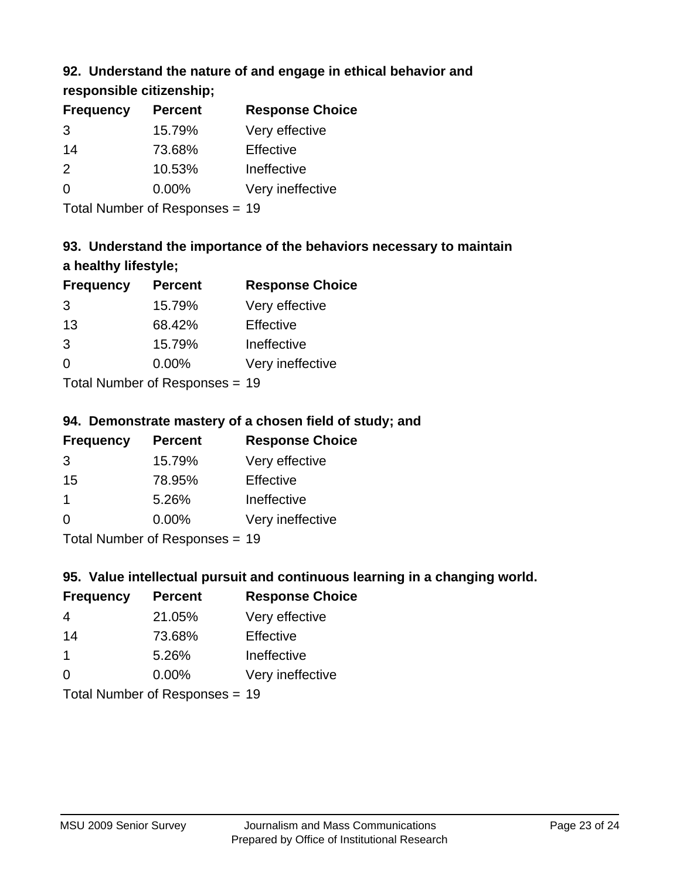### 92. Understand the nature of and engage in ethical behavior and responsible citizenship;

| Frequency | Percent | Response Choice |
|---|---|---|
| 3 | 15.79% | Very effective |
| 14 | 73.68% | Effective |
| 2 | 10.53% | Ineffective |
| 0 | 0.00% | Very ineffective |

Total Number of Responses = 19

### 93. Understand the importance of the behaviors necessary to maintain a healthy lifestyle;

| Frequency | Percent | Response Choice |
|---|---|---|
| 3 | 15.79% | Very effective |
| 13 | 68.42% | Effective |
| 3 | 15.79% | Ineffective |
| 0 | 0.00% | Very ineffective |

Total Number of Responses = 19

### 94. Demonstrate mastery of a chosen field of study; and

| Frequency | Percent | Response Choice |
|---|---|---|
| 3 | 15.79% | Very effective |
| 15 | 78.95% | Effective |
| 1 | 5.26% | Ineffective |
| 0 | 0.00% | Very ineffective |

Total Number of Responses = 19

### 95. Value intellectual pursuit and continuous learning in a changing world.

| Frequency | Percent | Response Choice |
|---|---|---|
| 4 | 21.05% | Very effective |
| 14 | 73.68% | Effective |
| 1 | 5.26% | Ineffective |
| 0 | 0.00% | Very ineffective |

Total Number of Responses = 19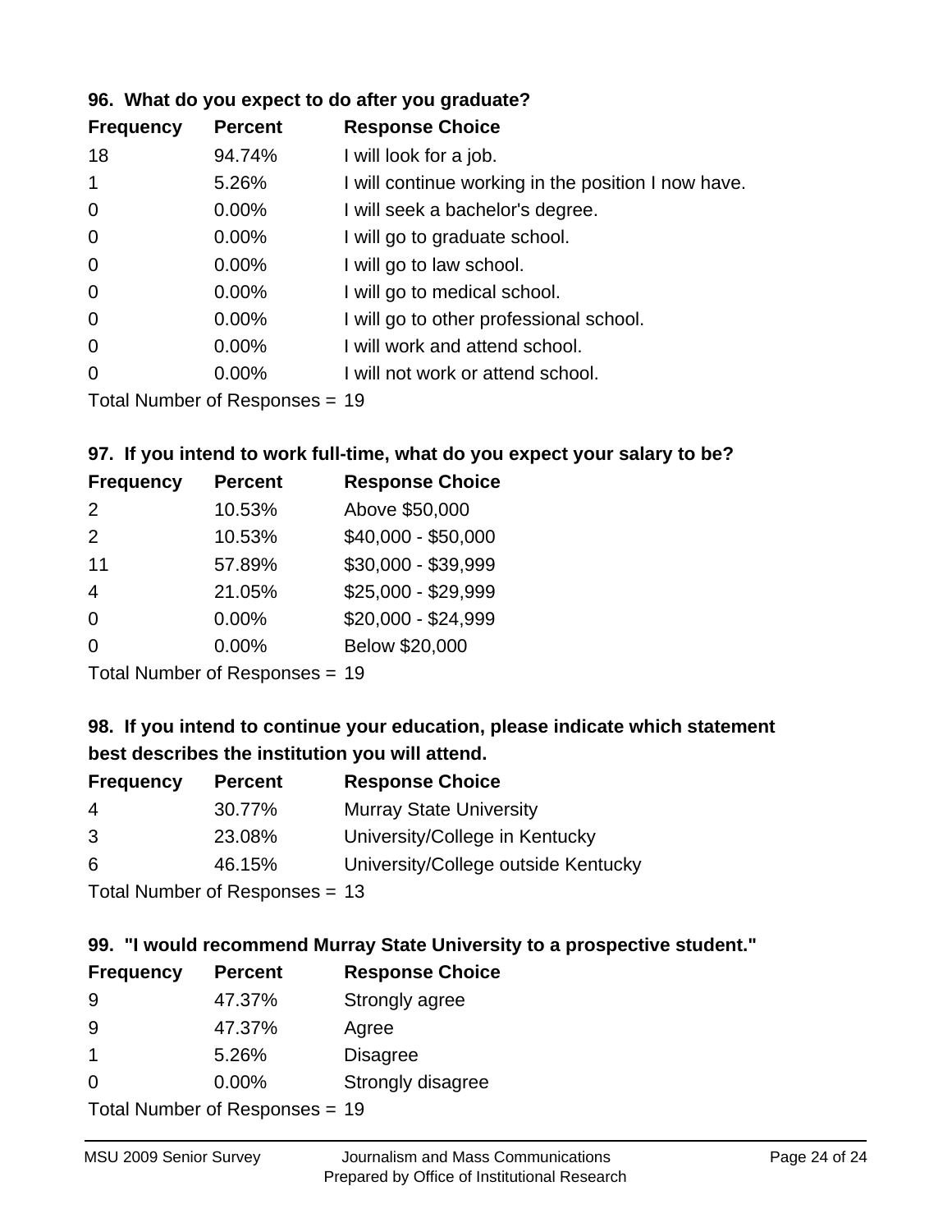### 96. What do you expect to do after you graduate?

| Frequency | Percent | Response Choice |
|---|---|---|
| 18 | 94.74% | I will look for a job. |
| 1 | 5.26% | I will continue working in the position I now have. |
| 0 | 0.00% | I will seek a bachelor's degree. |
| 0 | 0.00% | I will go to graduate school. |
| 0 | 0.00% | I will go to law school. |
| 0 | 0.00% | I will go to medical school. |
| 0 | 0.00% | I will go to other professional school. |
| 0 | 0.00% | I will work and attend school. |
| 0 | 0.00% | I will not work or attend school. |

Total Number of Responses = 19

### 97. If you intend to work full-time, what do you expect your salary to be?

| Frequency | Percent | Response Choice |
|---|---|---|
| 2 | 10.53% | Above $50,000 |
| 2 | 10.53% | $40,000 - $50,000 |
| 11 | 57.89% | $30,000 - $39,999 |
| 4 | 21.05% | $25,000 - $29,999 |
| 0 | 0.00% | $20,000 - $24,999 |
| 0 | 0.00% | Below $20,000 |

Total Number of Responses = 19

### 98. If you intend to continue your education, please indicate which statement best describes the institution you will attend.

| Frequency | Percent | Response Choice |
|---|---|---|
| 4 | 30.77% | Murray State University |
| 3 | 23.08% | University/College in Kentucky |
| 6 | 46.15% | University/College outside Kentucky |

Total Number of Responses = 13

### 99. "I would recommend Murray State University to a prospective student."

| Frequency | Percent | Response Choice |
|---|---|---|
| 9 | 47.37% | Strongly agree |
| 9 | 47.37% | Agree |
| 1 | 5.26% | Disagree |
| 0 | 0.00% | Strongly disagree |

Total Number of Responses = 19